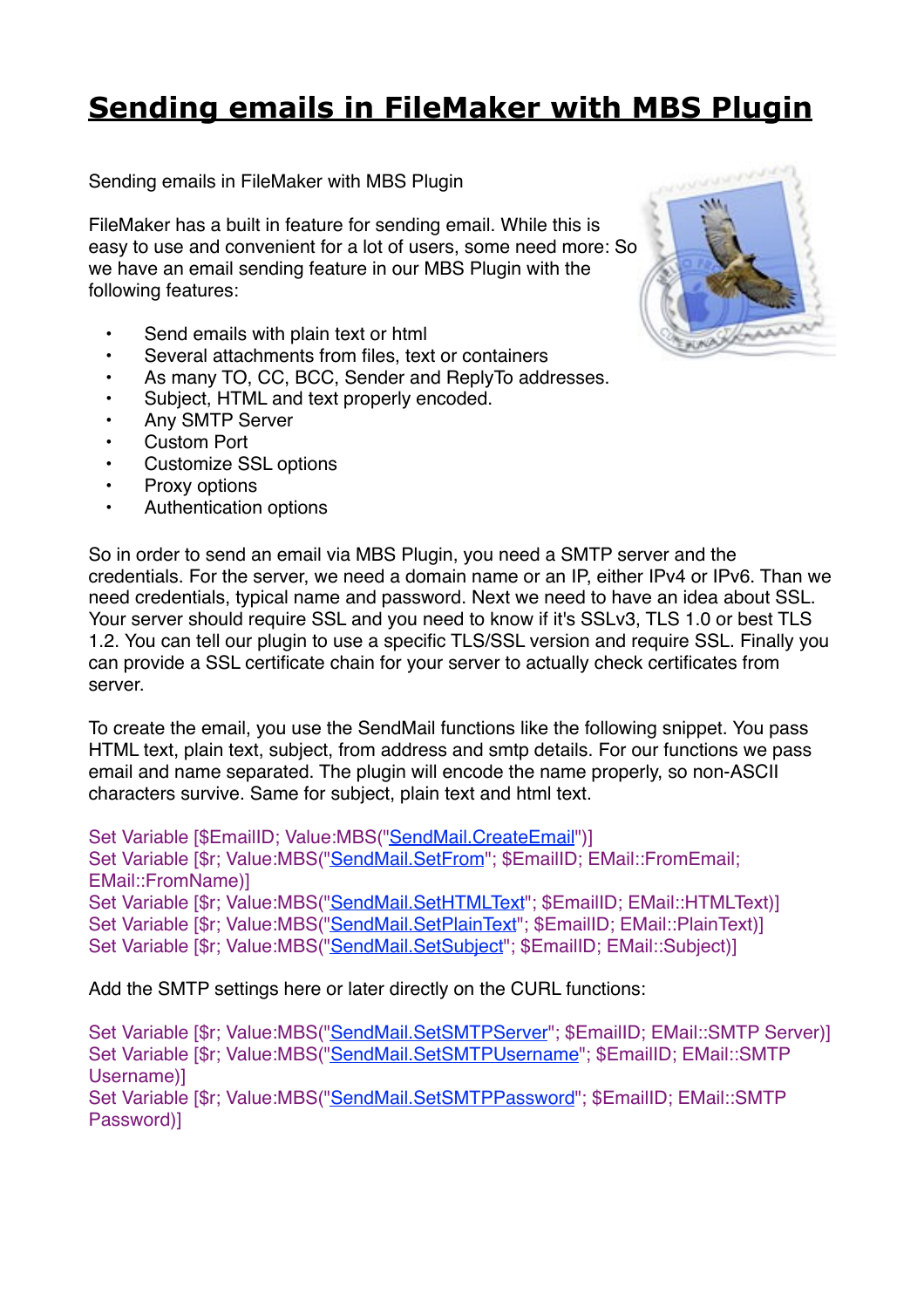# Sending emails in FileMaker with MBS Plugin

Sending emails in FileMaker with MBS Plugin

FileMaker has a built in feature for sending email. While this is easy to use and convenient for a lot of users, some need more: So we have an email sending feature in our MBS Plugin with the following features:

- Send emails with plain text or html
- Several attachments from files, text or containers
- As many TO, CC, BCC, Sender and ReplyTo addresses.
- Subject, HTML and text properly encoded.
- Any SMTP Server
- Custom Port
- Customize SSL options
- Proxy options
- Authentication options

So in order to send an email via MBS Plugin, you need a SMTP server and the credentials. For the server, we need a domain name or an IP, either IPv4 or IPv6. Than we need credentials, typical name and password. Next we need to have an idea about SSL. Your server should require SSL and you need to know if it's SSLv3, TLS 1.0 or best TLS 1.2. You can tell our plugin to use a specific TLS/SSL version and require SSL. Finally you can provide a SSL certificate chain for your server to actually check certificates from server.

To create the email, you use the SendMail functions like the following snippet. You pass HTML text, plain text, subject, from address and smtp details. For our functions we pass email and name separated. The plugin will encode the name properly, so non-ASCII characters survive. Same for subject, plain text and html text.

```
Set Variable [$EmailID; Value:MBS("SendMail.CreateEmail")]
Set Variable [$r; Value:MBS("SendMail.SetFrom"; $EmailID; EMail::FromEmail; EMail::FromName)]
Set Variable [$r; Value:MBS("SendMail.SetHTMLText"; $EmailID; EMail::HTMLText)]
Set Variable [$r; Value:MBS("SendMail.SetPlainText"; $EmailID; EMail::PlainText)]
Set Variable [$r; Value:MBS("SendMail.SetSubject"; $EmailID; EMail::Subject)]
```

Add the SMTP settings here or later directly on the CURL functions:

```
Set Variable [$r; Value:MBS("SendMail.SetSMTPServer"; $EmailID; EMail::SMTP Server)]
Set Variable [$r; Value:MBS("SendMail.SetSMTPUsername"; $EmailID; EMail::SMTP Username)]
Set Variable [$r; Value:MBS("SendMail.SetSMTPPassword"; $EmailID; EMail::SMTP Password)]
```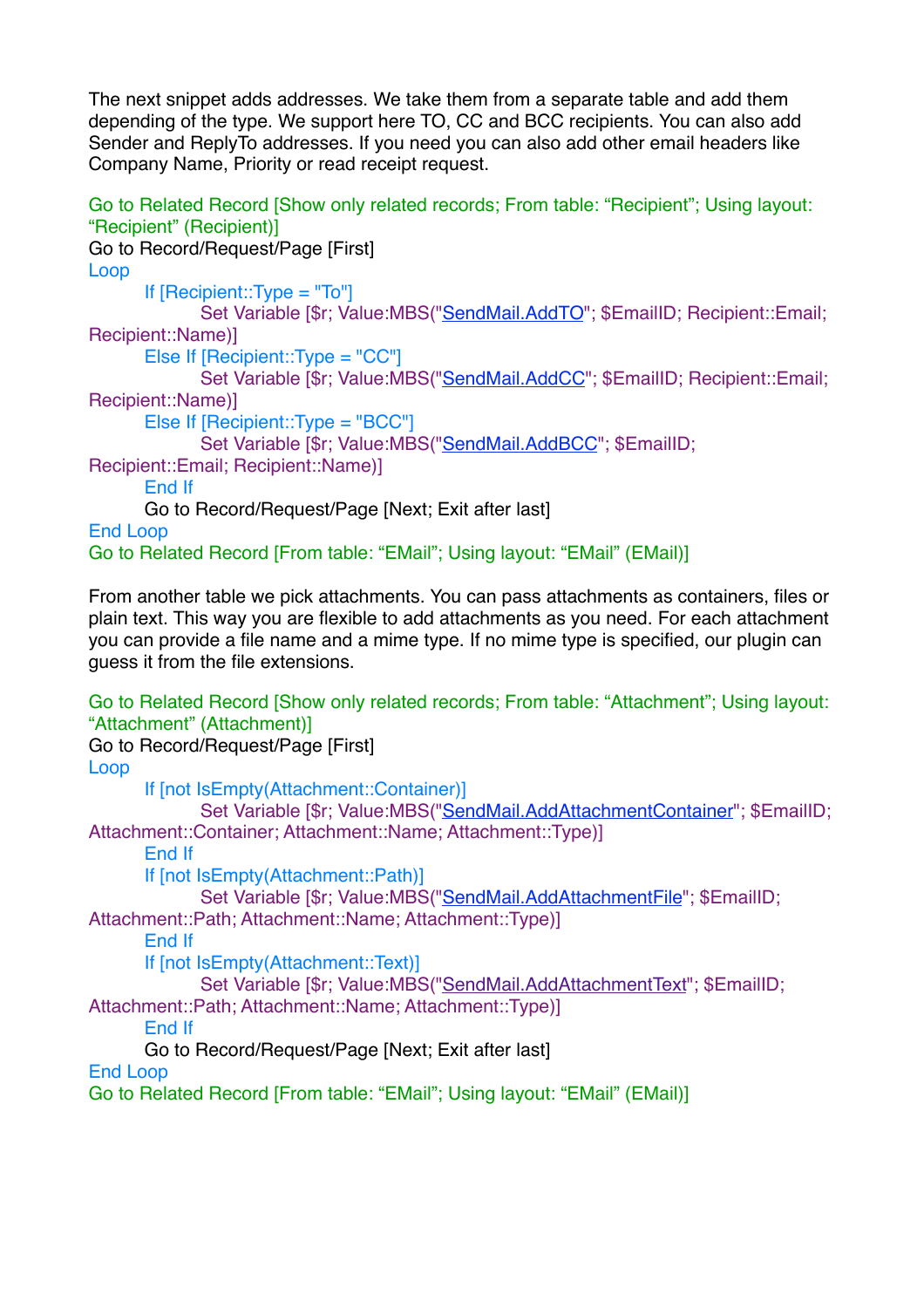The next snippet adds addresses. We take them from a separate table and add them depending of the type. We support here TO, CC and BCC recipients. You can also add Sender and ReplyTo addresses. If you need you can also add other email headers like Company Name, Priority or read receipt request.

```
Go to Related Record [Show only related records; From table: “Recipient”; Using layout: “Recipient” (Recipient)]
Go to Record/Request/Page [First]
Loop
	If [Recipient::Type = "To"]
		Set Variable [$r; Value:MBS("SendMail.AddTO"; $EmailID; Recipient::Email; Recipient::Name)]
	Else If [Recipient::Type = "CC"]
		Set Variable [$r; Value:MBS("SendMail.AddCC"; $EmailID; Recipient::Email; Recipient::Name)]
	Else If [Recipient::Type = "BCC"]
		Set Variable [$r; Value:MBS("SendMail.AddBCC"; $EmailID; Recipient::Email; Recipient::Name)]
	End If
	Go to Record/Request/Page [Next; Exit after last]
End Loop
Go to Related Record [From table: “EMail”; Using layout: “EMail” (EMail)]
```

From another table we pick attachments. You can pass attachments as containers, files or plain text. This way you are flexible to add attachments as you need. For each attachment you can provide a file name and a mime type. If no mime type is specified, our plugin can guess it from the file extensions.

```
Go to Related Record [Show only related records; From table: “Attachment”; Using layout: “Attachment” (Attachment)]
Go to Record/Request/Page [First]
Loop
	If [not IsEmpty(Attachment::Container)]
		Set Variable [$r; Value:MBS("SendMail.AddAttachmentContainer"; $EmailID; Attachment::Container; Attachment::Name; Attachment::Type)]
	End If
	If [not IsEmpty(Attachment::Path)]
		Set Variable [$r; Value:MBS("SendMail.AddAttachmentFile"; $EmailID; Attachment::Path; Attachment::Name; Attachment::Type)]
	End If
	If [not IsEmpty(Attachment::Text)]
		Set Variable [$r; Value:MBS("SendMail.AddAttachmentText"; $EmailID; Attachment::Path; Attachment::Name; Attachment::Type)]
	End If
	Go to Record/Request/Page [Next; Exit after last]
End Loop
Go to Related Record [From table: “EMail”; Using layout: “EMail” (EMail)]
```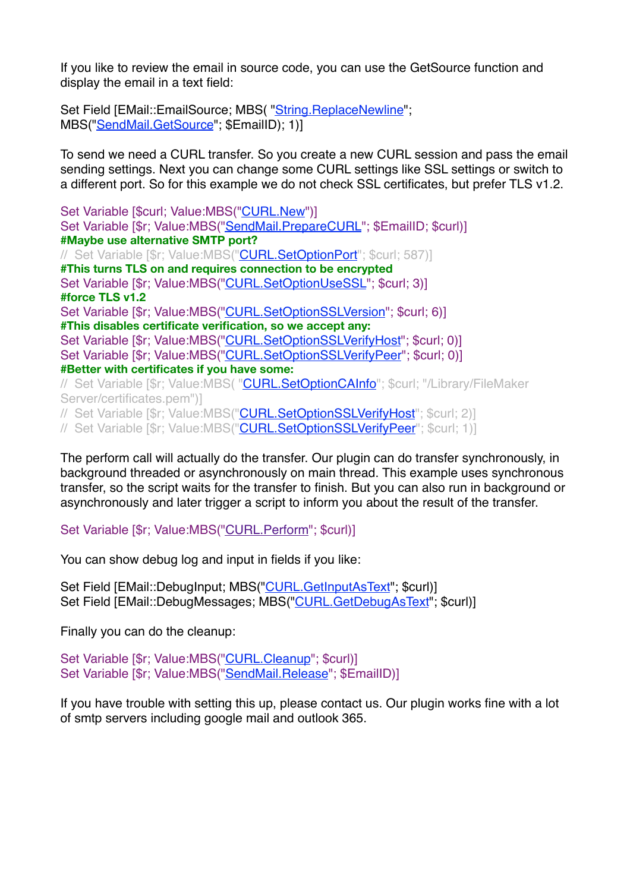If you like to review the email in source code, you can use the GetSource function and display the email in a text field:

```
Set Field [EMail::EmailSource; MBS( "String.ReplaceNewline"; MBS("SendMail.GetSource"; $EmailID); 1)]
```

To send we need a CURL transfer. So you create a new CURL session and pass the email sending settings. Next you can change some CURL settings like SSL settings or switch to a different port. So for this example we do not check SSL certificates, but prefer TLS v1.2.

```
Set Variable [$curl; Value:MBS("CURL.New")]
Set Variable [$r; Value:MBS("SendMail.PrepareCURL"; $EmailID; $curl)]
#Maybe use alternative SMTP port?
// Set Variable [$r; Value:MBS("CURL.SetOptionPort"; $curl; 587)]
#This turns TLS on and requires connection to be encrypted
Set Variable [$r; Value:MBS("CURL.SetOptionUseSSL"; $curl; 3)]
#force TLS v1.2
Set Variable [$r; Value:MBS("CURL.SetOptionSSLVersion"; $curl; 6)]
#This disables certificate verification, so we accept any:
Set Variable [$r; Value:MBS("CURL.SetOptionSSLVerifyHost"; $curl; 0)]
Set Variable [$r; Value:MBS("CURL.SetOptionSSLVerifyPeer"; $curl; 0)]
#Better with certificates if you have some:
// Set Variable [$r; Value:MBS( "CURL.SetOptionCAInfo"; $curl; "/Library/FileMaker Server/certificates.pem")]
// Set Variable [$r; Value:MBS("CURL.SetOptionSSLVerifyHost"; $curl; 2)]
// Set Variable [$r; Value:MBS("CURL.SetOptionSSLVerifyPeer"; $curl; 1)]
```

The perform call will actually do the transfer. Our plugin can do transfer synchronously, in background threaded or asynchronously on main thread. This example uses synchronous transfer, so the script waits for the transfer to finish. But you can also run in background or asynchronously and later trigger a script to inform you about the result of the transfer.

```
Set Variable [$r; Value:MBS("CURL.Perform"; $curl)]
```

You can show debug log and input in fields if you like:

```
Set Field [EMail::DebugInput; MBS("CURL.GetInputAsText"; $curl)]
Set Field [EMail::DebugMessages; MBS("CURL.GetDebugAsText"; $curl)]
```

Finally you can do the cleanup:

```
Set Variable [$r; Value:MBS("CURL.Cleanup"; $curl)]
Set Variable [$r; Value:MBS("SendMail.Release"; $EmailID)]
```

If you have trouble with setting this up, please contact us. Our plugin works fine with a lot of smtp servers including google mail and outlook 365.